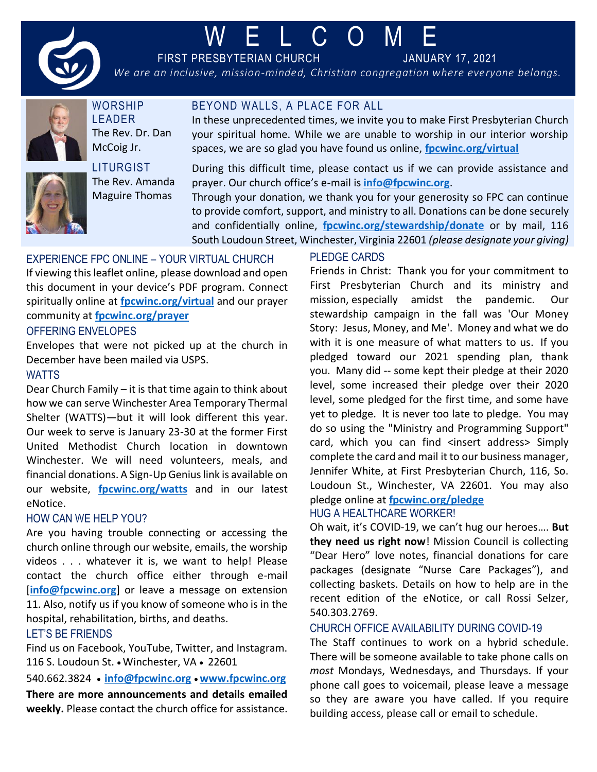# W E L C O M E

FIRST PRESBYTERIAN CHURCH JANUARY 17, 2021

*We are an inclusive, mission-minded, Christian congregation where everyone belongs.*

### WORSHIP LEADER

The Rev. Dr. Dan McCoig Jr.

### LITURGIST

The Rev. Amanda Maguire Thomas

## BEYOND WALLS, A PLACE FOR ALL

In these unprecedented times, we invite you to make First Presbyterian Church your spiritual home. While we are unable to worship in our interior worship spaces, we are so glad you have found us online, **fpcwinc.org/virtual**

During this difficult time, please contact us if we can provide assistance and prayer. Our church office's e-mail is **info@fpcwinc.org**.

Through your donation, we thank you for your generosity so FPC can continue to provide comfort, support, and ministry to all. Donations can be done securely and confidentially online, **fpcwinc.org/stewardship/donate** or by mail, 116 South Loudoun Street, Winchester, Virginia 22601 *(please designate your giving)*

## EXPERIENCE FPC ONLINE – YOUR VIRTUAL CHURCH

If viewing this leaflet online, please download and open this document in your device's PDF program. Connect spiritually online at **fpcwinc.org/virtual** and our prayer community at **fpcwinc.org/prayer**

## OFFERING ENVELOPES

Envelopes that were not picked up at the church in December have been mailed via USPS.

## WATTS

Dear Church Family – it is that time again to think about how we can serve Winchester Area Temporary Thermal Shelter (WATTS)—but it will look different this year. Our week to serve is January 23-30 at the former First United Methodist Church location in downtown Winchester. We will need volunteers, meals, and financial donations. A Sign-Up Genius link is available on our website, **fpcwinc.org/watts** and in our latest eNotice.

## HOW CAN WE HELP YOU?

Are you having trouble connecting or accessing the church online through our website, emails, the worship videos . . . whatever it is, we want to help! Please contact the church office either through e-mail [**info@fpcwinc.org**] or leave a message on extension 11. Also, notify us if you know of someone who is in the hospital, rehabilitation, births, and deaths.

## LET'S BE FRIENDS

Find us on Facebook, YouTube, Twitter, and Instagram.

116 S. Loudoun St. • Winchester, VA • 22601

540.662.3824 • **info@fpcwinc.org** • **www.fpcwinc.org**

**There are more announcements and details emailed weekly.** Please contact the church office for assistance.

## PLEDGE CARDS

Friends in Christ: Thank you for your commitment to First Presbyterian Church and its ministry and mission, especially amidst the pandemic. Our stewardship campaign in the fall was 'Our Money Story: Jesus, Money, and Me'. Money and what we do with it is one measure of what matters to us. If you pledged toward our 2021 spending plan, thank you. Many did -- some kept their pledge at their 2020 level, some increased their pledge over their 2020 level, some pledged for the first time, and some have yet to pledge. It is never too late to pledge. You may do so using the "Ministry and Programming Support" card, which you can find <insert address> Simply complete the card and mail it to our business manager, Jennifer White, at First Presbyterian Church, 116, So. Loudoun St., Winchester, VA 22601. You may also pledge online at **fpcwinc.org/pledge**

## HUG A HEALTHCARE WORKER!

Oh wait, it's COVID-19, we can't hug our heroes…. **But they need us right now**! Mission Council is collecting "Dear Hero" love notes, financial donations for care packages (designate "Nurse Care Packages"), and collecting baskets. Details on how to help are in the recent edition of the eNotice, or call Rossi Selzer, 540.303.2769.

## CHURCH OFFICE AVAILABILITY DURING COVID-19

The Staff continues to work on a hybrid schedule. There will be someone available to take phone calls on *most* Mondays, Wednesdays, and Thursdays. If your phone call goes to voicemail, please leave a message so they are aware you have called. If you require building access, please call or email to schedule.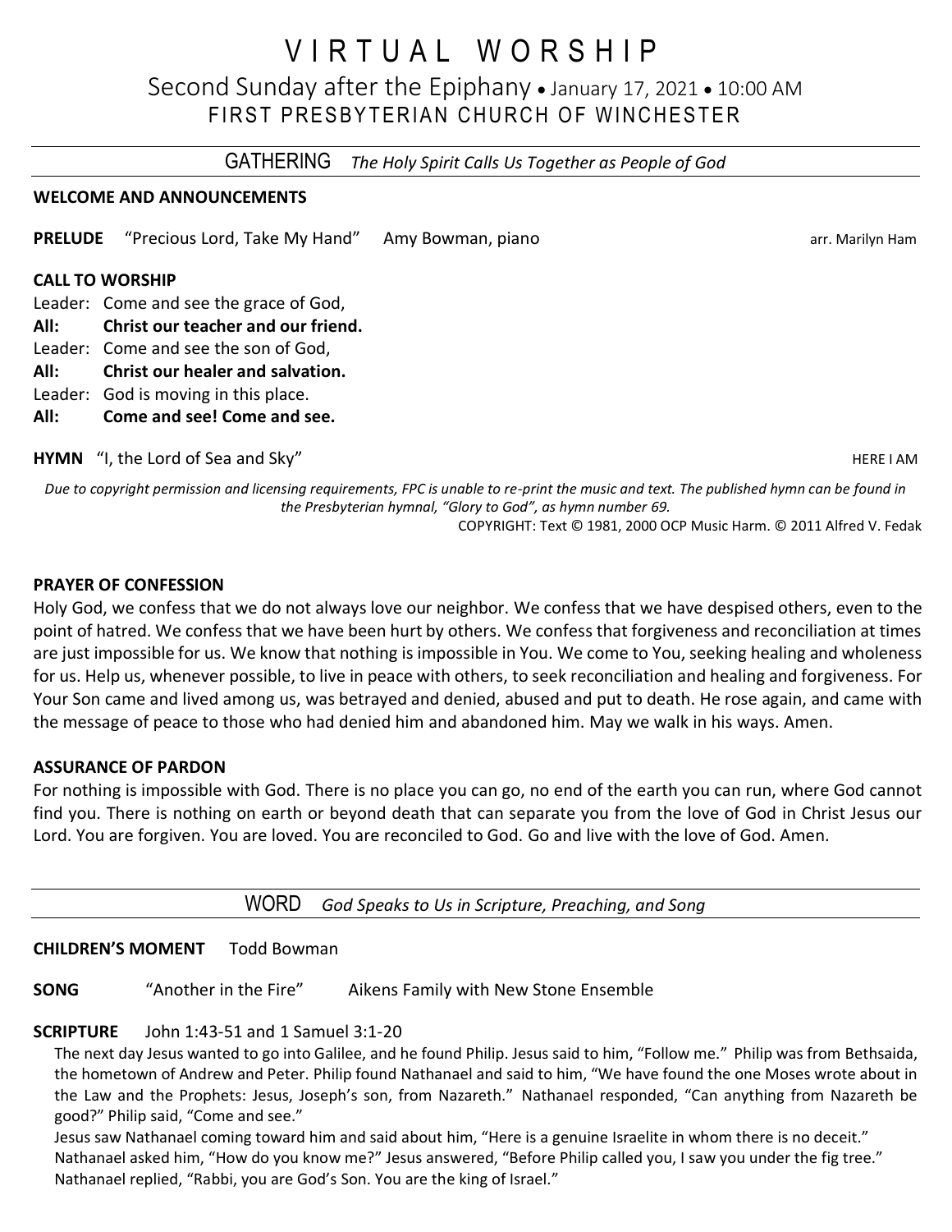# VIRTUAL WORSHIP

## Second Sunday after the Epiphany • January 17, 2021 • 10:00 AM

## FIRST PRESBYTERIAN CHURCH OF WINCHESTER

---

### GATHERING *The Holy Spirit Calls Us Together as People of God*

---

**WELCOME AND ANNOUNCEMENTS**

**PRELUDE** "Precious Lord, Take My Hand" Amy Bowman, piano arr. Marilyn Ham

**CALL TO WORSHIP**

Leader: Come and see the grace of God,
**All: Christ our teacher and our friend.**
Leader: Come and see the son of God,
**All: Christ our healer and salvation.**
Leader: God is moving in this place.
**All: Come and see! Come and see.**

**HYMN** "I, the Lord of Sea and Sky" HERE I AM

*Due to copyright permission and licensing requirements, FPC is unable to re-print the music and text. The published hymn can be found in the Presbyterian hymnal, "Glory to God", as hymn number 69.*

COPYRIGHT: Text © 1981, 2000 OCP Music Harm. © 2011 Alfred V. Fedak

**PRAYER OF CONFESSION**

Holy God, we confess that we do not always love our neighbor. We confess that we have despised others, even to the point of hatred. We confess that we have been hurt by others. We confess that forgiveness and reconciliation at times are just impossible for us. We know that nothing is impossible in You. We come to You, seeking healing and wholeness for us. Help us, whenever possible, to live in peace with others, to seek reconciliation and healing and forgiveness. For Your Son came and lived among us, was betrayed and denied, abused and put to death. He rose again, and came with the message of peace to those who had denied him and abandoned him. May we walk in his ways. Amen.

**ASSURANCE OF PARDON**

For nothing is impossible with God. There is no place you can go, no end of the earth you can run, where God cannot find you. There is nothing on earth or beyond death that can separate you from the love of God in Christ Jesus our Lord. You are forgiven. You are loved. You are reconciled to God. Go and live with the love of God. Amen.

---

### WORD *God Speaks to Us in Scripture, Preaching, and Song*

---

**CHILDREN'S MOMENT** Todd Bowman

**SONG** "Another in the Fire" Aikens Family with New Stone Ensemble

**SCRIPTURE** John 1:43-51 and 1 Samuel 3:1-20

The next day Jesus wanted to go into Galilee, and he found Philip. Jesus said to him, "Follow me." Philip was from Bethsaida, the hometown of Andrew and Peter. Philip found Nathanael and said to him, "We have found the one Moses wrote about in the Law and the Prophets: Jesus, Joseph's son, from Nazareth." Nathanael responded, "Can anything from Nazareth be good?" Philip said, "Come and see."

Jesus saw Nathanael coming toward him and said about him, "Here is a genuine Israelite in whom there is no deceit." Nathanael asked him, "How do you know me?" Jesus answered, "Before Philip called you, I saw you under the fig tree." Nathanael replied, "Rabbi, you are God's Son. You are the king of Israel."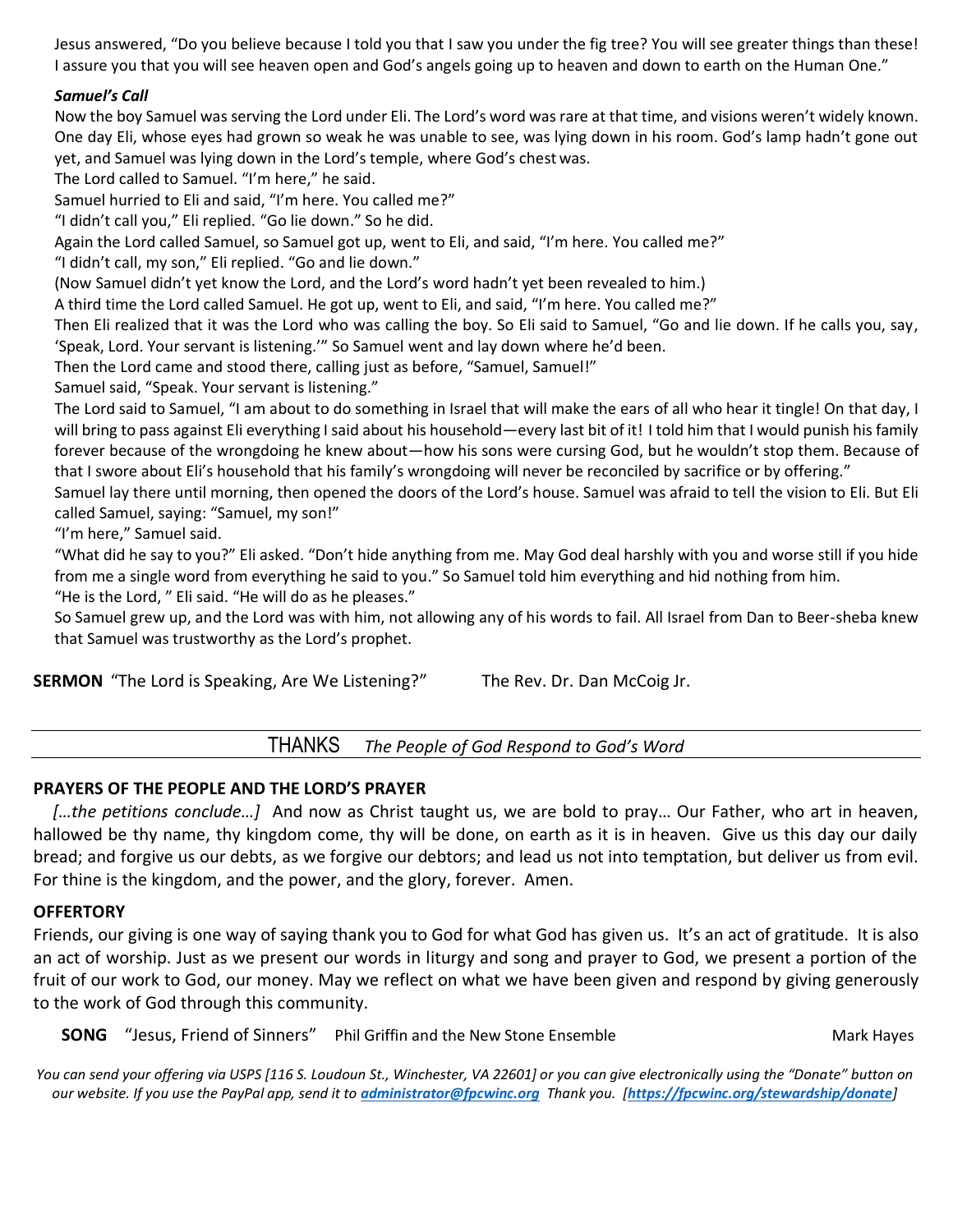Jesus answered, "Do you believe because I told you that I saw you under the fig tree? You will see greater things than these! I assure you that you will see heaven open and God's angels going up to heaven and down to earth on the Human One."

***Samuel's Call***

Now the boy Samuel was serving the Lord under Eli. The Lord's word was rare at that time, and visions weren't widely known. One day Eli, whose eyes had grown so weak he was unable to see, was lying down in his room. God's lamp hadn't gone out yet, and Samuel was lying down in the Lord's temple, where God's chest was.

The Lord called to Samuel. "I'm here," he said.

Samuel hurried to Eli and said, "I'm here. You called me?"

"I didn't call you," Eli replied. "Go lie down." So he did.

Again the Lord called Samuel, so Samuel got up, went to Eli, and said, "I'm here. You called me?"

"I didn't call, my son," Eli replied. "Go and lie down."

(Now Samuel didn't yet know the Lord, and the Lord's word hadn't yet been revealed to him.)

A third time the Lord called Samuel. He got up, went to Eli, and said, "I'm here. You called me?"

Then Eli realized that it was the Lord who was calling the boy. So Eli said to Samuel, "Go and lie down. If he calls you, say, 'Speak, Lord. Your servant is listening.'" So Samuel went and lay down where he'd been.

Then the Lord came and stood there, calling just as before, "Samuel, Samuel!"

Samuel said, "Speak. Your servant is listening."

The Lord said to Samuel, "I am about to do something in Israel that will make the ears of all who hear it tingle! On that day, I will bring to pass against Eli everything I said about his household—every last bit of it! I told him that I would punish his family forever because of the wrongdoing he knew about—how his sons were cursing God, but he wouldn't stop them. Because of that I swore about Eli's household that his family's wrongdoing will never be reconciled by sacrifice or by offering."

Samuel lay there until morning, then opened the doors of the Lord's house. Samuel was afraid to tell the vision to Eli. But Eli called Samuel, saying: "Samuel, my son!"

"I'm here," Samuel said.

"What did he say to you?" Eli asked. "Don't hide anything from me. May God deal harshly with you and worse still if you hide from me a single word from everything he said to you." So Samuel told him everything and hid nothing from him.

"He is the Lord, " Eli said. "He will do as he pleases."

So Samuel grew up, and the Lord was with him, not allowing any of his words to fail. All Israel from Dan to Beer-sheba knew that Samuel was trustworthy as the Lord's prophet.

**SERMON** "The Lord is Speaking, Are We Listening?" The Rev. Dr. Dan McCoig Jr.

---

## THANKS *The People of God Respond to God's Word*

---

**PRAYERS OF THE PEOPLE AND THE LORD'S PRAYER**

*[…the petitions conclude…]* And now as Christ taught us, we are bold to pray… Our Father, who art in heaven, hallowed be thy name, thy kingdom come, thy will be done, on earth as it is in heaven. Give us this day our daily bread; and forgive us our debts, as we forgive our debtors; and lead us not into temptation, but deliver us from evil. For thine is the kingdom, and the power, and the glory, forever. Amen.

**OFFERTORY**

Friends, our giving is one way of saying thank you to God for what God has given us. It's an act of gratitude. It is also an act of worship. Just as we present our words in liturgy and song and prayer to God, we present a portion of the fruit of our work to God, our money. May we reflect on what we have been given and respond by giving generously to the work of God through this community.

**SONG** "Jesus, Friend of Sinners" Phil Griffin and the New Stone Ensemble Mark Hayes

*You can send your offering via USPS [116 S. Loudoun St., Winchester, VA 22601] or you can give electronically using the "Donate" button on our website. If you use the PayPal app, send it to **administrator@fpcwinc.org** Thank you. [**https://fpcwinc.org/stewardship/donate**]*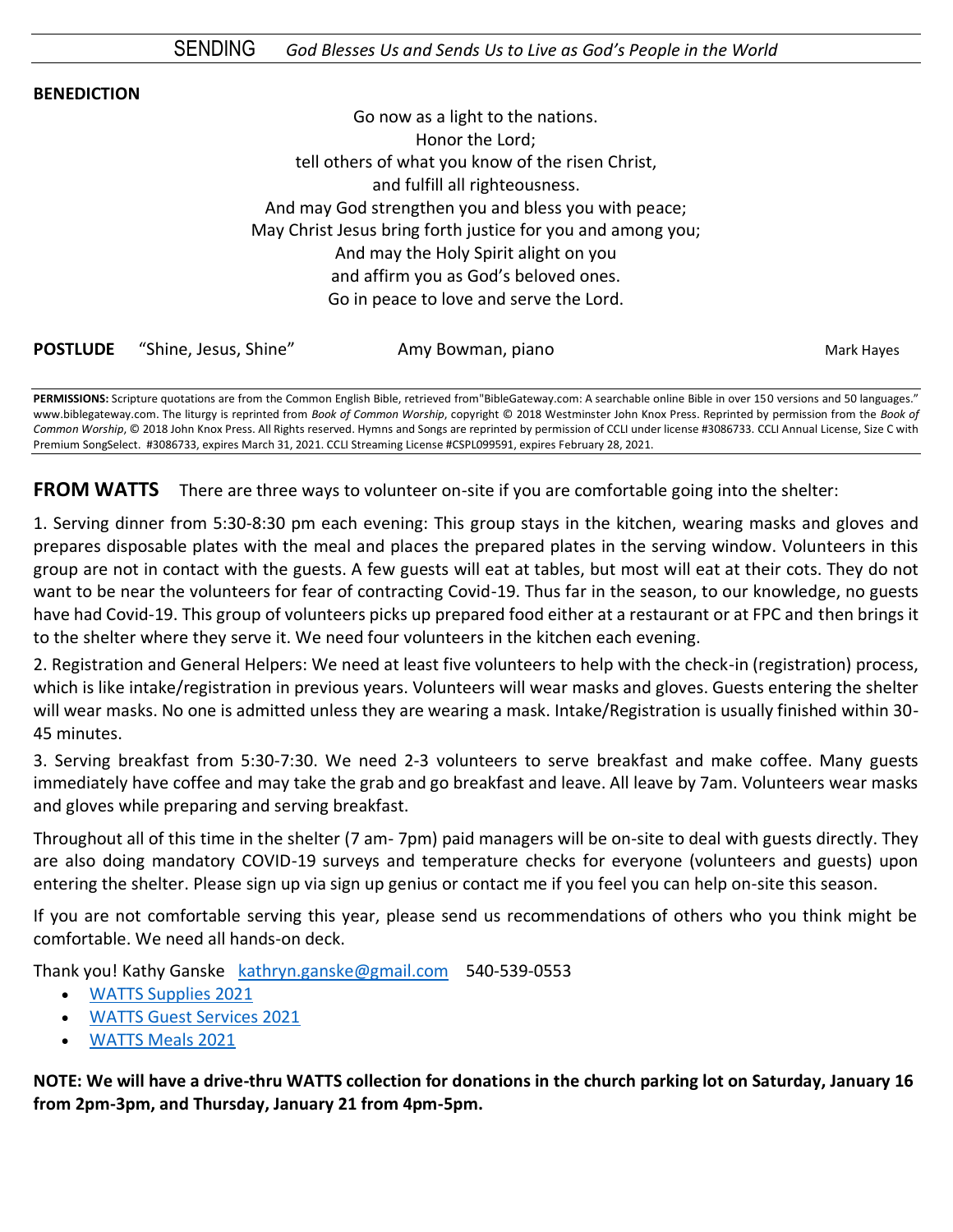## SENDING *God Blesses Us and Sends Us to Live as God's People in the World*

**BENEDICTION**

Go now as a light to the nations.
Honor the Lord;
tell others of what you know of the risen Christ,
and fulfill all righteousness.
And may God strengthen you and bless you with peace;
May Christ Jesus bring forth justice for you and among you;
And may the Holy Spirit alight on you
and affirm you as God's beloved ones.
Go in peace to love and serve the Lord.

**POSTLUDE** "Shine, Jesus, Shine" Amy Bowman, piano Mark Hayes

**PERMISSIONS:** Scripture quotations are from the Common English Bible, retrieved from"BibleGateway.com: A searchable online Bible in over 150 versions and 50 languages." www.biblegateway.com. The liturgy is reprinted from *Book of Common Worship*, copyright © 2018 Westminster John Knox Press. Reprinted by permission from the *Book of Common Worship*, © 2018 John Knox Press. All Rights reserved. Hymns and Songs are reprinted by permission of CCLI under license #3086733. CCLI Annual License, Size C with Premium SongSelect. #3086733, expires March 31, 2021. CCLI Streaming License #CSPL099591, expires February 28, 2021.

**FROM WATTS** There are three ways to volunteer on-site if you are comfortable going into the shelter:

1. Serving dinner from 5:30-8:30 pm each evening: This group stays in the kitchen, wearing masks and gloves and prepares disposable plates with the meal and places the prepared plates in the serving window. Volunteers in this group are not in contact with the guests. A few guests will eat at tables, but most will eat at their cots. They do not want to be near the volunteers for fear of contracting Covid-19. Thus far in the season, to our knowledge, no guests have had Covid-19. This group of volunteers picks up prepared food either at a restaurant or at FPC and then brings it to the shelter where they serve it. We need four volunteers in the kitchen each evening.

2. Registration and General Helpers: We need at least five volunteers to help with the check-in (registration) process, which is like intake/registration in previous years. Volunteers will wear masks and gloves. Guests entering the shelter will wear masks. No one is admitted unless they are wearing a mask. Intake/Registration is usually finished within 30-45 minutes.

3. Serving breakfast from 5:30-7:30. We need 2-3 volunteers to serve breakfast and make coffee. Many guests immediately have coffee and may take the grab and go breakfast and leave. All leave by 7am. Volunteers wear masks and gloves while preparing and serving breakfast.

Throughout all of this time in the shelter (7 am- 7pm) paid managers will be on-site to deal with guests directly. They are also doing mandatory COVID-19 surveys and temperature checks for everyone (volunteers and guests) upon entering the shelter. Please sign up via sign up genius or contact me if you feel you can help on-site this season.

If you are not comfortable serving this year, please send us recommendations of others who you think might be comfortable. We need all hands-on deck.

Thank you! Kathy Ganske kathryn.ganske@gmail.com 540-539-0553

- WATTS Supplies 2021
- WATTS Guest Services 2021
- WATTS Meals 2021

**NOTE: We will have a drive-thru WATTS collection for donations in the church parking lot on Saturday, January 16 from 2pm-3pm, and Thursday, January 21 from 4pm-5pm.**